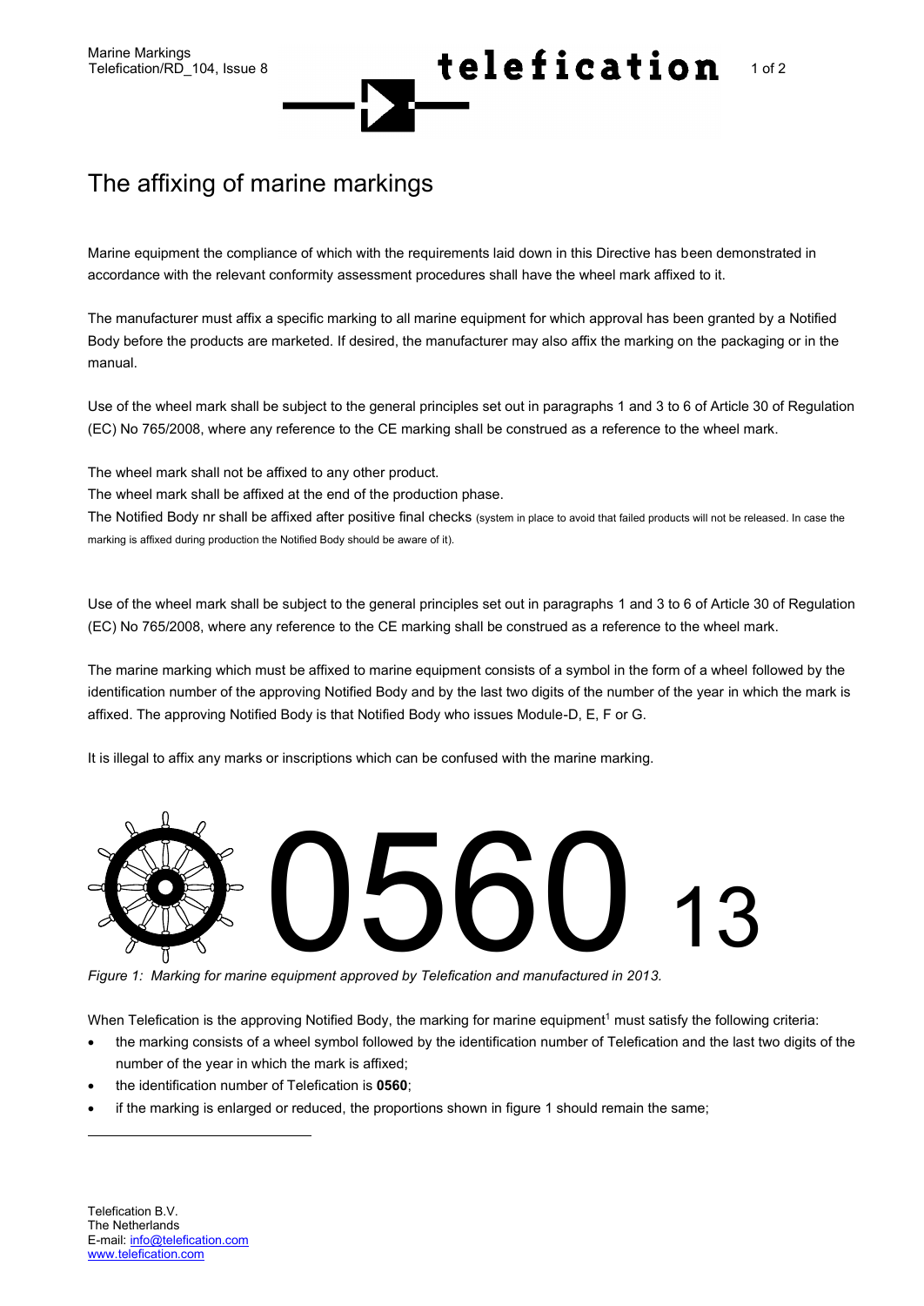# The affixing of marine markings

Marine equipment the compliance of which with the requirements laid down in this Directive has been demonstrated in accordance with the relevant conformity assessment procedures shall have the wheel mark affixed to it.

The manufacturer must affix a specific marking to all marine equipment for which approval has been granted by a Notified Body before the products are marketed. If desired, the manufacturer may also affix the marking on the packaging or in the manual.

Use of the wheel mark shall be subject to the general principles set out in paragraphs 1 and 3 to 6 of Article 30 of Regulation (EC) No 765/2008, where any reference to the CE marking shall be construed as a reference to the wheel mark.

The wheel mark shall not be affixed to any other product.
The wheel mark shall be affixed at the end of the production phase.
The Notified Body nr shall be affixed after positive final checks (system in place to avoid that failed products will not be released. In case the marking is affixed during production the Notified Body should be aware of it).

Use of the wheel mark shall be subject to the general principles set out in paragraphs 1 and 3 to 6 of Article 30 of Regulation (EC) No 765/2008, where any reference to the CE marking shall be construed as a reference to the wheel mark.

The marine marking which must be affixed to marine equipment consists of a symbol in the form of a wheel followed by the identification number of the approving Notified Body and by the last two digits of the number of the year in which the mark is affixed. The approving Notified Body is that Notified Body who issues Module-D, E, F or G.

It is illegal to affix any marks or inscriptions which can be confused with the marine marking.

0560 13

*Figure 1: Marking for marine equipment approved by Telefication and manufactured in 2013.*

When Telefication is the approving Notified Body, the marking for marine equipment[1] must satisfy the following criteria:

- the marking consists of a wheel symbol followed by the identification number of Telefication and the last two digits of the number of the year in which the mark is affixed;
- the identification number of Telefication is **0560**;
- if the marking is enlarged or reduced, the proportions shown in figure 1 should remain the same;

Telefication B.V.
The Netherlands
E-mail: info@telefication.com
www.telefication.com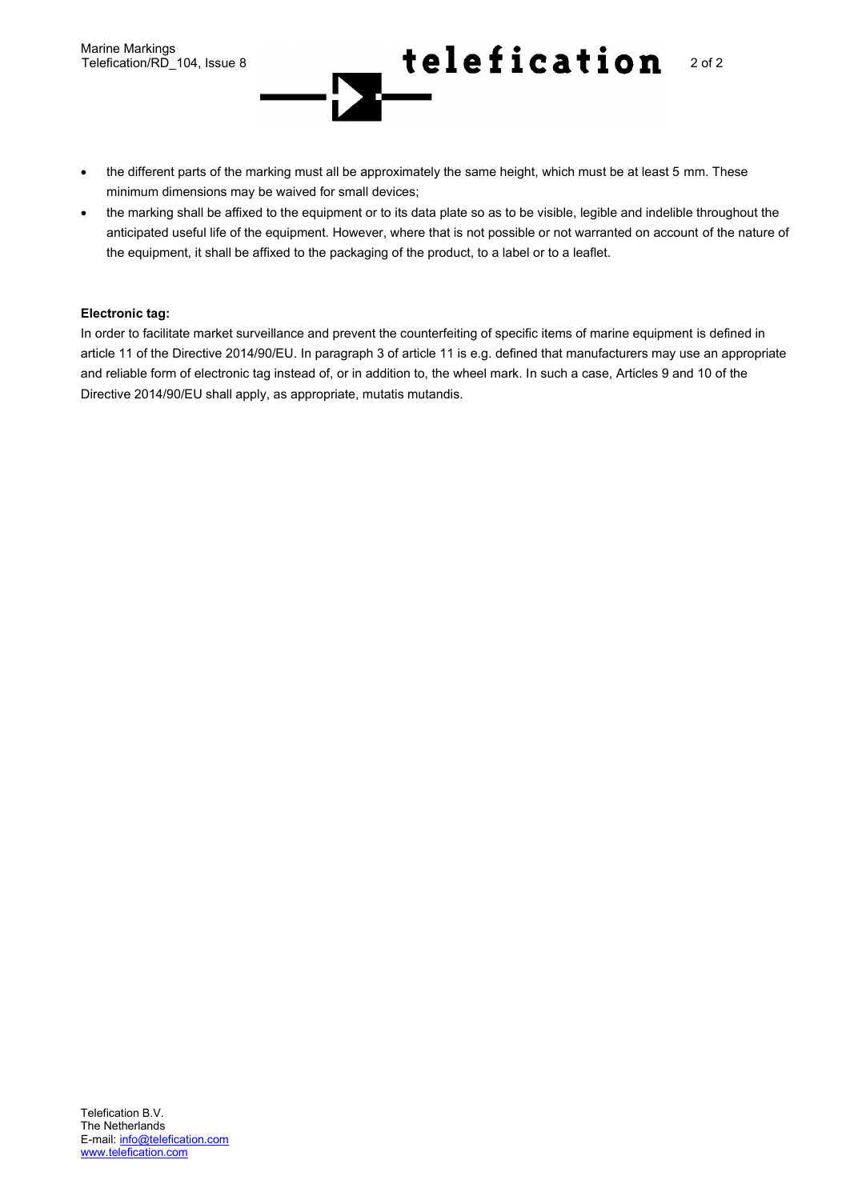- the different parts of the marking must all be approximately the same height, which must be at least 5 mm. These minimum dimensions may be waived for small devices;
- the marking shall be affixed to the equipment or to its data plate so as to be visible, legible and indelible throughout the anticipated useful life of the equipment. However, where that is not possible or not warranted on account of the nature of the equipment, it shall be affixed to the packaging of the product, to a label or to a leaflet.

**Electronic tag:**

In order to facilitate market surveillance and prevent the counterfeiting of specific items of marine equipment is defined in article 11 of the Directive 2014/90/EU. In paragraph 3 of article 11 is e.g. defined that manufacturers may use an appropriate and reliable form of electronic tag instead of, or in addition to, the wheel mark. In such a case, Articles 9 and 10 of the Directive 2014/90/EU shall apply, as appropriate, mutatis mutandis.

Telefication B.V.
The Netherlands
E-mail: info@telefication.com
www.telefication.com